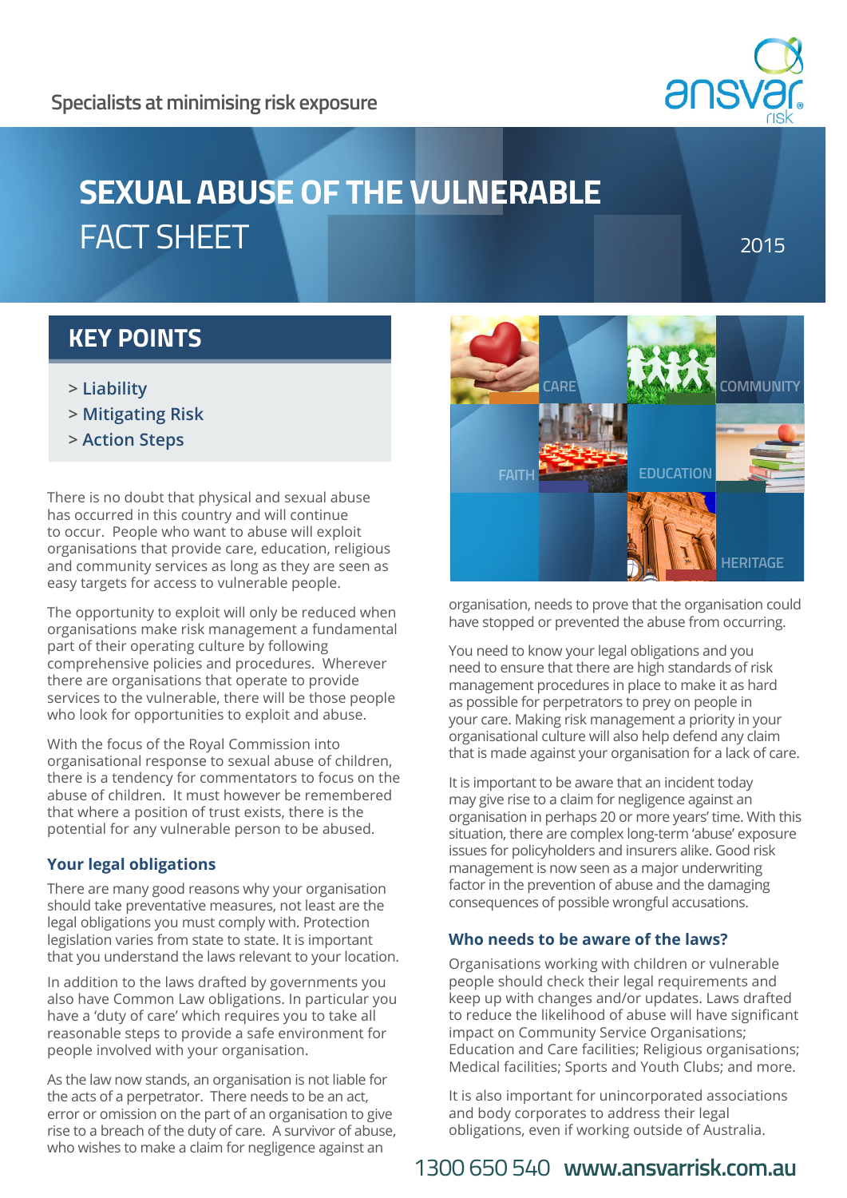Specialists at minimising risk exposure

# SEXUAL ABUSE OF THE VULNERABLE FACT SHEET

2015

## KEY POINTS

> Liability
> Mitigating Risk
> Action Steps

There is no doubt that physical and sexual abuse has occurred in this country and will continue to occur. People who want to abuse will exploit organisations that provide care, education, religious and community services as long as they are seen as easy targets for access to vulnerable people.

The opportunity to exploit will only be reduced when organisations make risk management a fundamental part of their operating culture by following comprehensive policies and procedures. Wherever there are organisations that operate to provide services to the vulnerable, there will be those people who look for opportunities to exploit and abuse.

With the focus of the Royal Commission into organisational response to sexual abuse of children, there is a tendency for commentators to focus on the abuse of children. It must however be remembered that where a position of trust exists, there is the potential for any vulnerable person to be abused.

### Your legal obligations

There are many good reasons why your organisation should take preventative measures, not least are the legal obligations you must comply with. Protection legislation varies from state to state. It is important that you understand the laws relevant to your location.

In addition to the laws drafted by governments you also have Common Law obligations. In particular you have a 'duty of care' which requires you to take all reasonable steps to provide a safe environment for people involved with your organisation.

As the law now stands, an organisation is not liable for the acts of a perpetrator. There needs to be an act, error or omission on the part of an organisation to give rise to a breach of the duty of care. A survivor of abuse, who wishes to make a claim for negligence against an organisation, needs to prove that the organisation could have stopped or prevented the abuse from occurring.

You need to know your legal obligations and you need to ensure that there are high standards of risk management procedures in place to make it as hard as possible for perpetrators to prey on people in your care. Making risk management a priority in your organisational culture will also help defend any claim that is made against your organisation for a lack of care.

It is important to be aware that an incident today may give rise to a claim for negligence against an organisation in perhaps 20 or more years' time. With this situation, there are complex long-term 'abuse' exposure issues for policyholders and insurers alike. Good risk management is now seen as a major underwriting factor in the prevention of abuse and the damaging consequences of possible wrongful accusations.

### Who needs to be aware of the laws?

Organisations working with children or vulnerable people should check their legal requirements and keep up with changes and/or updates. Laws drafted to reduce the likelihood of abuse will have significant impact on Community Service Organisations; Education and Care facilities; Religious organisations; Medical facilities; Sports and Youth Clubs; and more.

It is also important for unincorporated associations and body corporates to address their legal obligations, even if working outside of Australia.

1300 650 540 www.ansvarrisk.com.au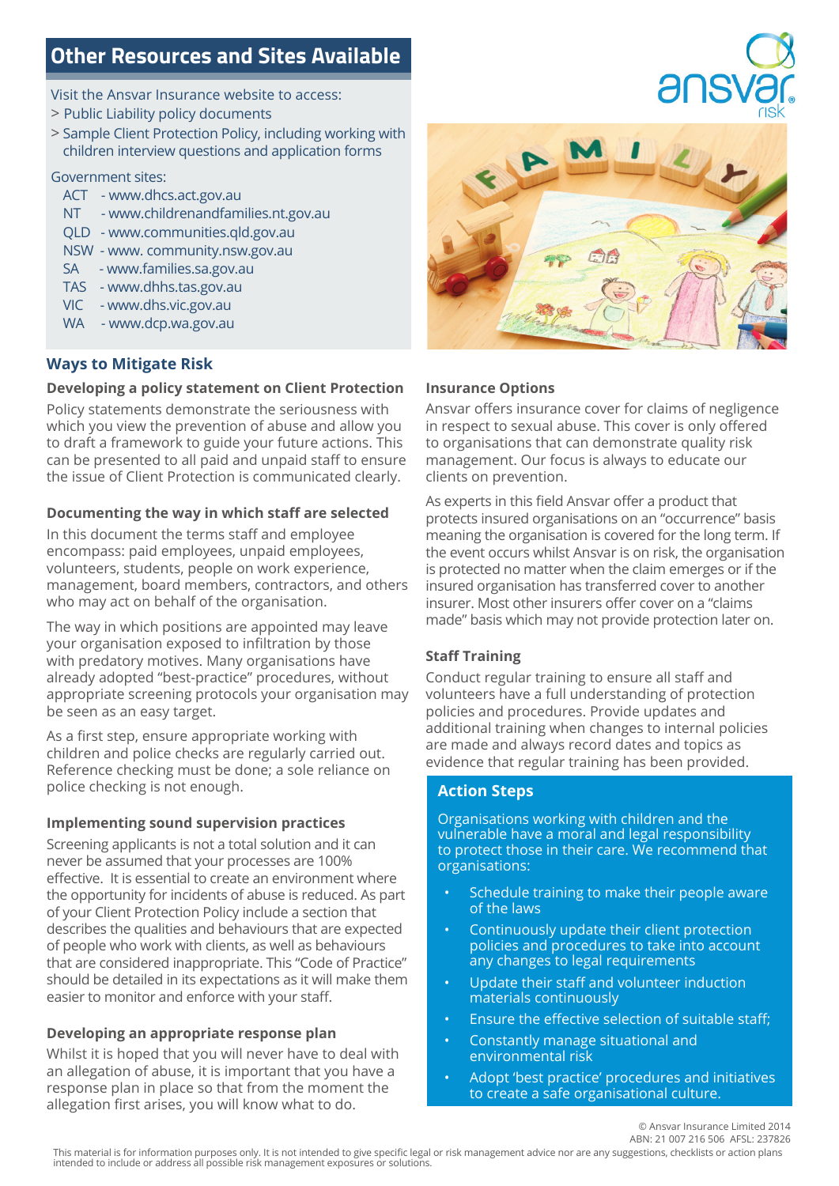## Other Resources and Sites Available

Visit the Ansvar Insurance website to access:

> Public Liability policy documents

> Sample Client Protection Policy, including working with children interview questions and application forms

Government sites:

- ACT - www.dhcs.act.gov.au
- NT - www.childrenandfamilies.nt.gov.au
- QLD - www.communities.qld.gov.au
- NSW - www. community.nsw.gov.au
- SA - www.families.sa.gov.au
- TAS - www.dhhs.tas.gov.au
- VIC - www.dhs.vic.gov.au
- WA - www.dcp.wa.gov.au

## Ways to Mitigate Risk

### Developing a policy statement on Client Protection

Policy statements demonstrate the seriousness with which you view the prevention of abuse and allow you to draft a framework to guide your future actions. This can be presented to all paid and unpaid staff to ensure the issue of Client Protection is communicated clearly.

### Documenting the way in which staff are selected

In this document the terms staff and employee encompass: paid employees, unpaid employees, volunteers, students, people on work experience, management, board members, contractors, and others who may act on behalf of the organisation.

The way in which positions are appointed may leave your organisation exposed to infiltration by those with predatory motives. Many organisations have already adopted "best-practice" procedures, without appropriate screening protocols your organisation may be seen as an easy target.

As a first step, ensure appropriate working with children and police checks are regularly carried out. Reference checking must be done; a sole reliance on police checking is not enough.

### Implementing sound supervision practices

Screening applicants is not a total solution and it can never be assumed that your processes are 100% effective. It is essential to create an environment where the opportunity for incidents of abuse is reduced. As part of your Client Protection Policy include a section that describes the qualities and behaviours that are expected of people who work with clients, as well as behaviours that are considered inappropriate. This "Code of Practice" should be detailed in its expectations as it will make them easier to monitor and enforce with your staff.

### Developing an appropriate response plan

Whilst it is hoped that you will never have to deal with an allegation of abuse, it is important that you have a response plan in place so that from the moment the allegation first arises, you will know what to do.

### Insurance Options

Ansvar offers insurance cover for claims of negligence in respect to sexual abuse. This cover is only offered to organisations that can demonstrate quality risk management. Our focus is always to educate our clients on prevention.

As experts in this field Ansvar offer a product that protects insured organisations on an "occurrence" basis meaning the organisation is covered for the long term. If the event occurs whilst Ansvar is on risk, the organisation is protected no matter when the claim emerges or if the insured organisation has transferred cover to another insurer. Most other insurers offer cover on a "claims made" basis which may not provide protection later on.

### Staff Training

Conduct regular training to ensure all staff and volunteers have a full understanding of protection policies and procedures. Provide updates and additional training when changes to internal policies are made and always record dates and topics as evidence that regular training has been provided.

### Action Steps

Organisations working with children and the vulnerable have a moral and legal responsibility to protect those in their care. We recommend that organisations:

- Schedule training to make their people aware of the laws
- Continuously update their client protection policies and procedures to take into account any changes to legal requirements
- Update their staff and volunteer induction materials continuously
- Ensure the effective selection of suitable staff;
- Constantly manage situational and environmental risk
- Adopt 'best practice' procedures and initiatives to create a safe organisational culture.

© Ansvar Insurance Limited 2014
ABN: 21 007 216 506 AFSL: 237826

This material is for information purposes only. It is not intended to give specific legal or risk management advice nor are any suggestions, checklists or action plans intended to include or address all possible risk management exposures or solutions.